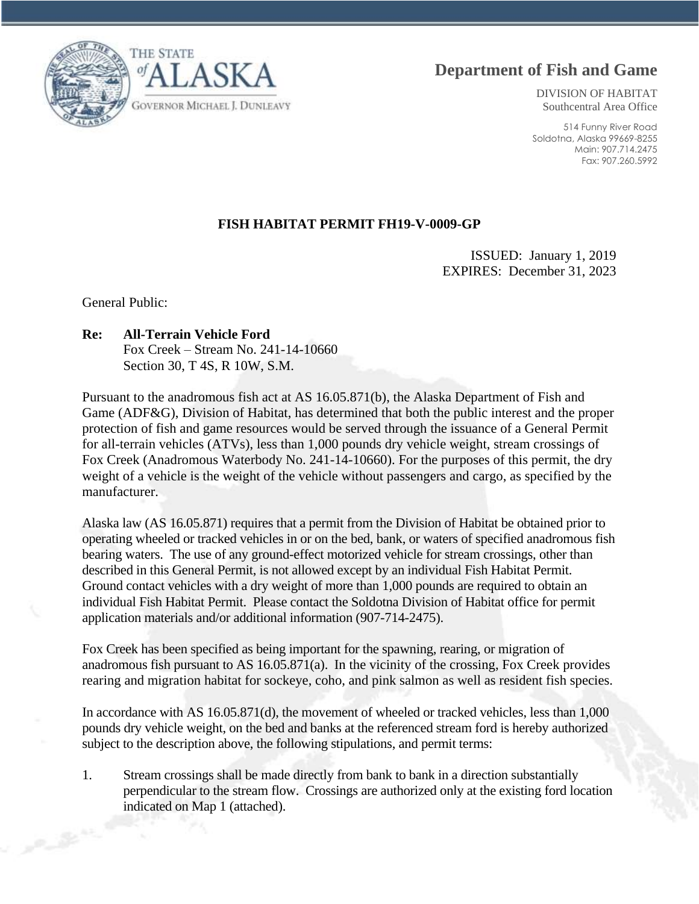THE STATE *of* ALASKA

GOVERNOR MICHAEL J. DUNLEAVY

**Department of Fish and Game**

DIVISION OF HABITAT
Southcentral Area Office

514 Funny River Road
Soldotna, Alaska 99669-8255
Main: 907.714.2475
Fax: 907.260.5992

**FISH HABITAT PERMIT FH19-V-0009-GP**

ISSUED: January 1, 2019
EXPIRES: December 31, 2023

General Public:

**Re: All-Terrain Vehicle Ford**
Fox Creek – Stream No. 241-14-10660
Section 30, T 4S, R 10W, S.M.

Pursuant to the anadromous fish act at AS 16.05.871(b), the Alaska Department of Fish and Game (ADF&G), Division of Habitat, has determined that both the public interest and the proper protection of fish and game resources would be served through the issuance of a General Permit for all-terrain vehicles (ATVs), less than 1,000 pounds dry vehicle weight, stream crossings of Fox Creek (Anadromous Waterbody No. 241-14-10660). For the purposes of this permit, the dry weight of a vehicle is the weight of the vehicle without passengers and cargo, as specified by the manufacturer.

Alaska law (AS 16.05.871) requires that a permit from the Division of Habitat be obtained prior to operating wheeled or tracked vehicles in or on the bed, bank, or waters of specified anadromous fish bearing waters. The use of any ground-effect motorized vehicle for stream crossings, other than described in this General Permit, is not allowed except by an individual Fish Habitat Permit. Ground contact vehicles with a dry weight of more than 1,000 pounds are required to obtain an individual Fish Habitat Permit. Please contact the Soldotna Division of Habitat office for permit application materials and/or additional information (907-714-2475).

Fox Creek has been specified as being important for the spawning, rearing, or migration of anadromous fish pursuant to AS 16.05.871(a). In the vicinity of the crossing, Fox Creek provides rearing and migration habitat for sockeye, coho, and pink salmon as well as resident fish species.

In accordance with AS 16.05.871(d), the movement of wheeled or tracked vehicles, less than 1,000 pounds dry vehicle weight, on the bed and banks at the referenced stream ford is hereby authorized subject to the description above, the following stipulations, and permit terms:

1. Stream crossings shall be made directly from bank to bank in a direction substantially perpendicular to the stream flow. Crossings are authorized only at the existing ford location indicated on Map 1 (attached).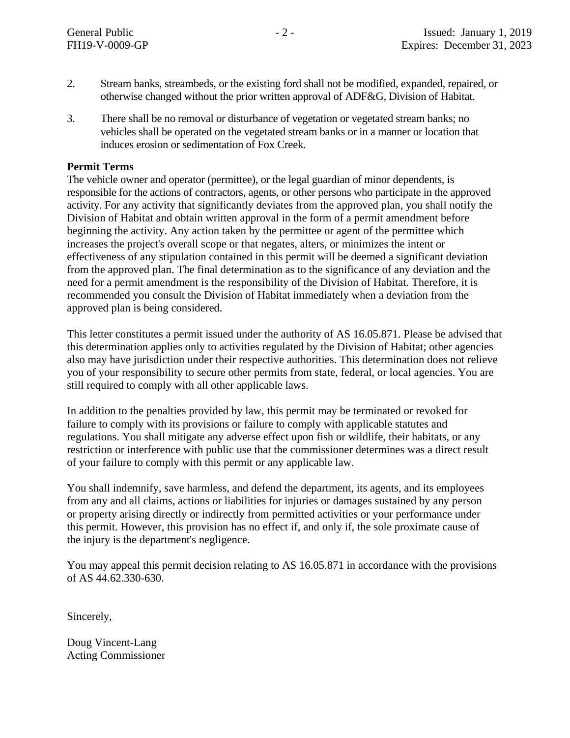2. Stream banks, streambeds, or the existing ford shall not be modified, expanded, repaired, or otherwise changed without the prior written approval of ADF&G, Division of Habitat.

3. There shall be no removal or disturbance of vegetation or vegetated stream banks; no vehicles shall be operated on the vegetated stream banks or in a manner or location that induces erosion or sedimentation of Fox Creek.

**Permit Terms**
The vehicle owner and operator (permittee), or the legal guardian of minor dependents, is responsible for the actions of contractors, agents, or other persons who participate in the approved activity. For any activity that significantly deviates from the approved plan, you shall notify the Division of Habitat and obtain written approval in the form of a permit amendment before beginning the activity. Any action taken by the permittee or agent of the permittee which increases the project's overall scope or that negates, alters, or minimizes the intent or effectiveness of any stipulation contained in this permit will be deemed a significant deviation from the approved plan. The final determination as to the significance of any deviation and the need for a permit amendment is the responsibility of the Division of Habitat. Therefore, it is recommended you consult the Division of Habitat immediately when a deviation from the approved plan is being considered.

This letter constitutes a permit issued under the authority of AS 16.05.871. Please be advised that this determination applies only to activities regulated by the Division of Habitat; other agencies also may have jurisdiction under their respective authorities. This determination does not relieve you of your responsibility to secure other permits from state, federal, or local agencies. You are still required to comply with all other applicable laws.

In addition to the penalties provided by law, this permit may be terminated or revoked for failure to comply with its provisions or failure to comply with applicable statutes and regulations. You shall mitigate any adverse effect upon fish or wildlife, their habitats, or any restriction or interference with public use that the commissioner determines was a direct result of your failure to comply with this permit or any applicable law.

You shall indemnify, save harmless, and defend the department, its agents, and its employees from any and all claims, actions or liabilities for injuries or damages sustained by any person or property arising directly or indirectly from permitted activities or your performance under this permit. However, this provision has no effect if, and only if, the sole proximate cause of the injury is the department's negligence.

You may appeal this permit decision relating to AS 16.05.871 in accordance with the provisions of AS 44.62.330-630.

Sincerely,

Doug Vincent-Lang
Acting Commissioner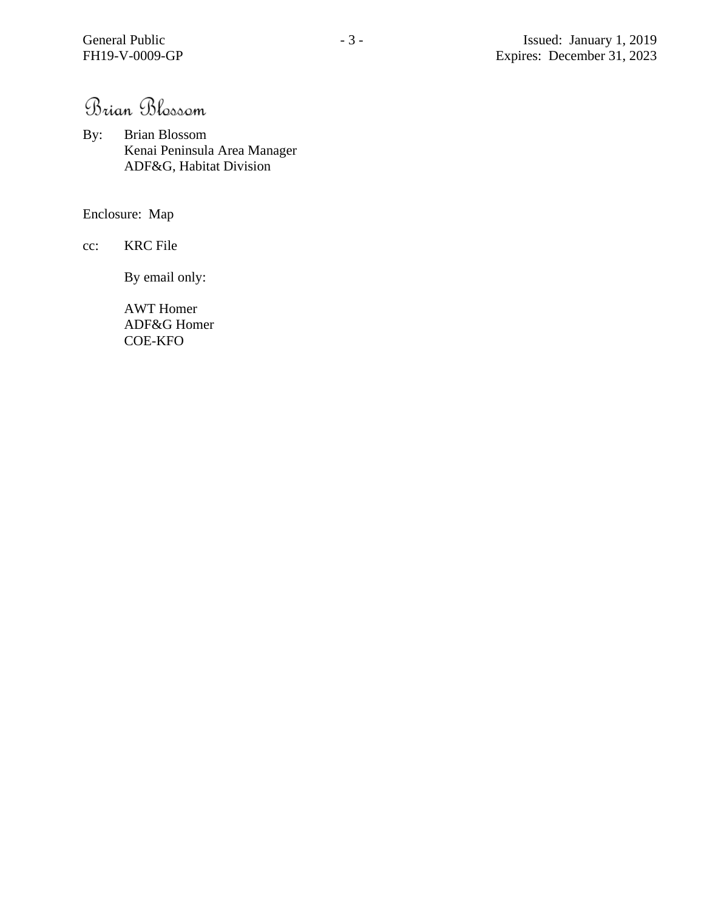Brian Blossom

By: Brian Blossom
Kenai Peninsula Area Manager
ADF&G, Habitat Division

Enclosure: Map

cc: KRC File

By email only:

AWT Homer
ADF&G Homer
COE-KFO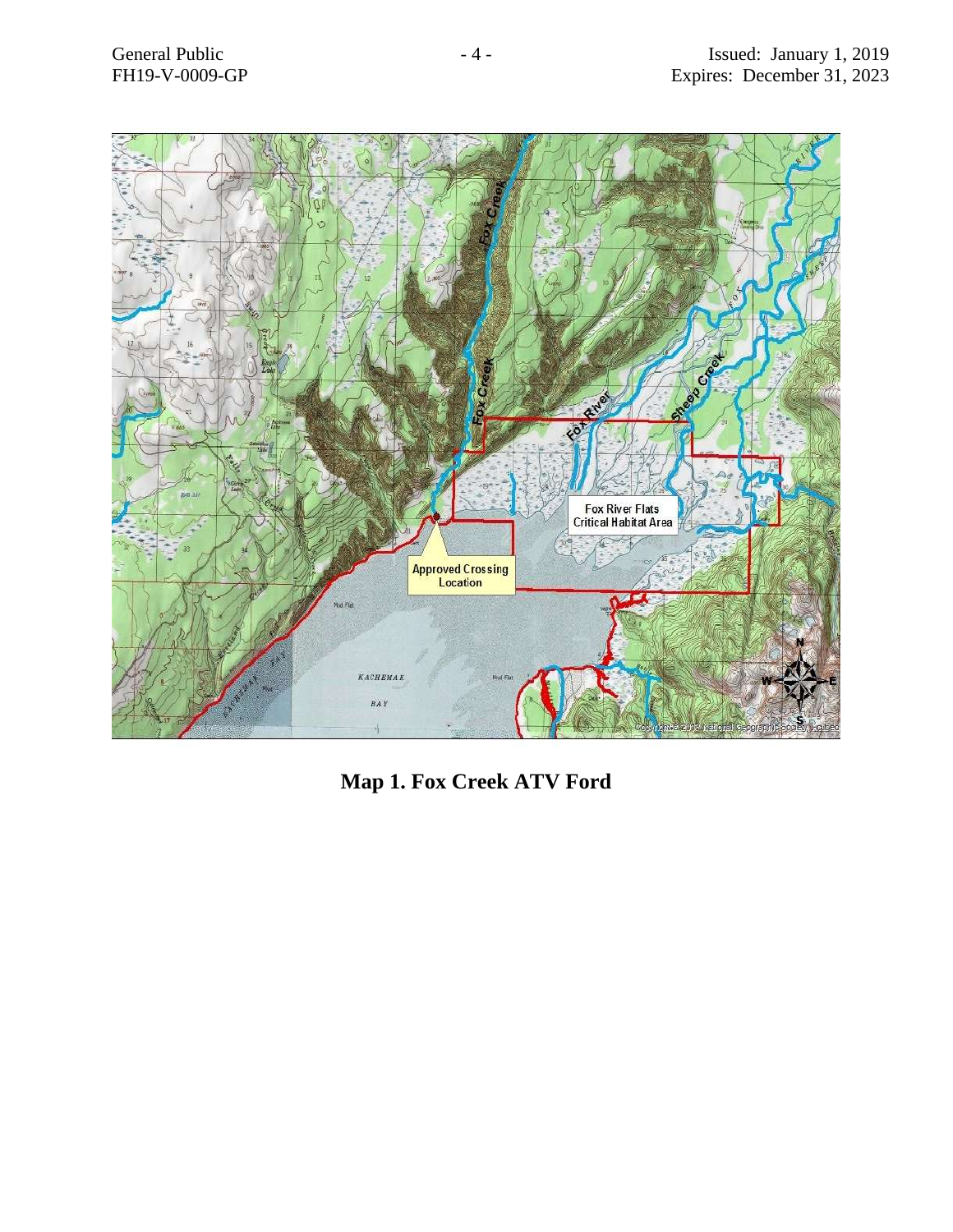Fox Creek

Fox Creek

Fox River

Sheep Creek

Fox River Flats
Critical Habitat Area

Approved Crossing
Location

KACHEMAK
BAY

N
W
E
S

**Map 1. Fox Creek ATV Ford**